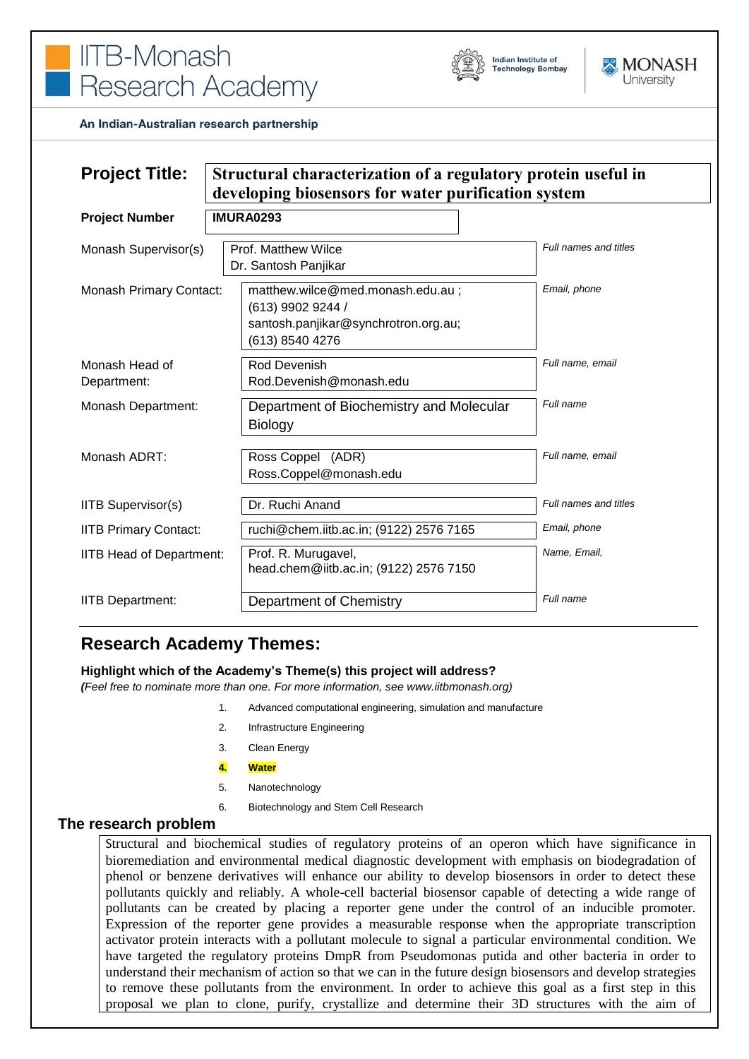# IITB-Monash Research Academy

Indian Institute of Technology Bombay | MONASH University

**An Indian-Australian research partnership**

| | | |
|---|---|---|
| **Project Title:** | **Structural characterization of a regulatory protein useful in developing biosensors for water purification system** | |
| **Project Number** | **IMURA0293** | |
| Monash Supervisor(s) | Prof. Matthew Wilce<br>Dr. Santosh Panjikar | *Full names and titles* |
| Monash Primary Contact: | matthew.wilce@med.monash.edu.au ; (613) 9902 9244 / santosh.panjikar@synchrotron.org.au; (613) 8540 4276 | *Email, phone* |
| Monash Head of Department: | Rod Devenish<br>Rod.Devenish@monash.edu | *Full name, email* |
| Monash Department: | Department of Biochemistry and Molecular Biology | *Full name* |
| Monash ADRT: | Ross Coppel (ADR)<br>Ross.Coppel@monash.edu | *Full name, email* |
| IITB Supervisor(s) | Dr. Ruchi Anand | *Full names and titles* |
| IITB Primary Contact: | ruchi@chem.iitb.ac.in; (9122) 2576 7165 | *Email, phone* |
| IITB Head of Department: | Prof. R. Murugavel,<br>head.chem@iitb.ac.in; (9122) 2576 7150 | *Name, Email,* |
| IITB Department: | Department of Chemistry | *Full name* |

## Research Academy Themes:

**Highlight which of the Academy's Theme(s) this project will address?**

***(****Feel free to nominate more than one. For more information, see www.iitbmonash.org)*

1. Advanced computational engineering, simulation and manufacture
2. Infrastructure Engineering
3. Clean Energy
4. **Water**
5. Nanotechnology
6. Biotechnology and Stem Cell Research

## The research problem

Structural and biochemical studies of regulatory proteins of an operon which have significance in bioremediation and environmental medical diagnostic development with emphasis on biodegradation of phenol or benzene derivatives will enhance our ability to develop biosensors in order to detect these pollutants quickly and reliably. A whole-cell bacterial biosensor capable of detecting a wide range of pollutants can be created by placing a reporter gene under the control of an inducible promoter. Expression of the reporter gene provides a measurable response when the appropriate transcription activator protein interacts with a pollutant molecule to signal a particular environmental condition. We have targeted the regulatory proteins DmpR from Pseudomonas putida and other bacteria in order to understand their mechanism of action so that we can in the future design biosensors and develop strategies to remove these pollutants from the environment. In order to achieve this goal as a first step in this proposal we plan to clone, purify, crystallize and determine their 3D structures with the aim of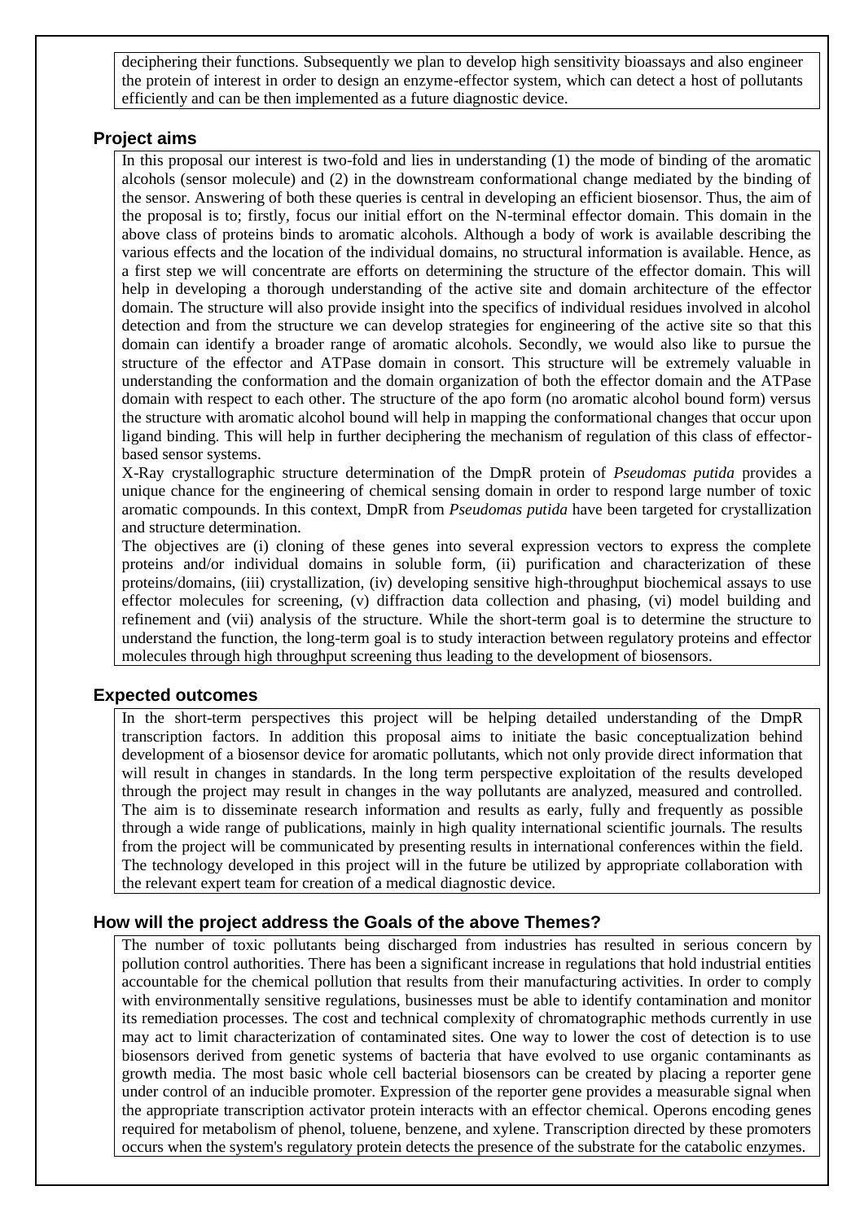deciphering their functions. Subsequently we plan to develop high sensitivity bioassays and also engineer the protein of interest in order to design an enzyme-effector system, which can detect a host of pollutants efficiently and can be then implemented as a future diagnostic device.

## Project aims

In this proposal our interest is two-fold and lies in understanding (1) the mode of binding of the aromatic alcohols (sensor molecule) and (2) in the downstream conformational change mediated by the binding of the sensor. Answering of both these queries is central in developing an efficient biosensor. Thus, the aim of the proposal is to; firstly, focus our initial effort on the N-terminal effector domain. This domain in the above class of proteins binds to aromatic alcohols. Although a body of work is available describing the various effects and the location of the individual domains, no structural information is available. Hence, as a first step we will concentrate are efforts on determining the structure of the effector domain. This will help in developing a thorough understanding of the active site and domain architecture of the effector domain. The structure will also provide insight into the specifics of individual residues involved in alcohol detection and from the structure we can develop strategies for engineering of the active site so that this domain can identify a broader range of aromatic alcohols. Secondly, we would also like to pursue the structure of the effector and ATPase domain in consort. This structure will be extremely valuable in understanding the conformation and the domain organization of both the effector domain and the ATPase domain with respect to each other. The structure of the apo form (no aromatic alcohol bound form) versus the structure with aromatic alcohol bound will help in mapping the conformational changes that occur upon ligand binding. This will help in further deciphering the mechanism of regulation of this class of effector-based sensor systems.

X-Ray crystallographic structure determination of the DmpR protein of *Pseudomas putida* provides a unique chance for the engineering of chemical sensing domain in order to respond large number of toxic aromatic compounds. In this context, DmpR from *Pseudomas putida* have been targeted for crystallization and structure determination.

The objectives are (i) cloning of these genes into several expression vectors to express the complete proteins and/or individual domains in soluble form, (ii) purification and characterization of these proteins/domains, (iii) crystallization, (iv) developing sensitive high-throughput biochemical assays to use effector molecules for screening, (v) diffraction data collection and phasing, (vi) model building and refinement and (vii) analysis of the structure. While the short-term goal is to determine the structure to understand the function, the long-term goal is to study interaction between regulatory proteins and effector molecules through high throughput screening thus leading to the development of biosensors.

## Expected outcomes

In the short-term perspectives this project will be helping detailed understanding of the DmpR transcription factors. In addition this proposal aims to initiate the basic conceptualization behind development of a biosensor device for aromatic pollutants, which not only provide direct information that will result in changes in standards. In the long term perspective exploitation of the results developed through the project may result in changes in the way pollutants are analyzed, measured and controlled. The aim is to disseminate research information and results as early, fully and frequently as possible through a wide range of publications, mainly in high quality international scientific journals. The results from the project will be communicated by presenting results in international conferences within the field. The technology developed in this project will in the future be utilized by appropriate collaboration with the relevant expert team for creation of a medical diagnostic device.

## How will the project address the Goals of the above Themes?

The number of toxic pollutants being discharged from industries has resulted in serious concern by pollution control authorities. There has been a significant increase in regulations that hold industrial entities accountable for the chemical pollution that results from their manufacturing activities. In order to comply with environmentally sensitive regulations, businesses must be able to identify contamination and monitor its remediation processes. The cost and technical complexity of chromatographic methods currently in use may act to limit characterization of contaminated sites. One way to lower the cost of detection is to use biosensors derived from genetic systems of bacteria that have evolved to use organic contaminants as growth media. The most basic whole cell bacterial biosensors can be created by placing a reporter gene under control of an inducible promoter. Expression of the reporter gene provides a measurable signal when the appropriate transcription activator protein interacts with an effector chemical. Operons encoding genes required for metabolism of phenol, toluene, benzene, and xylene. Transcription directed by these promoters occurs when the system's regulatory protein detects the presence of the substrate for the catabolic enzymes.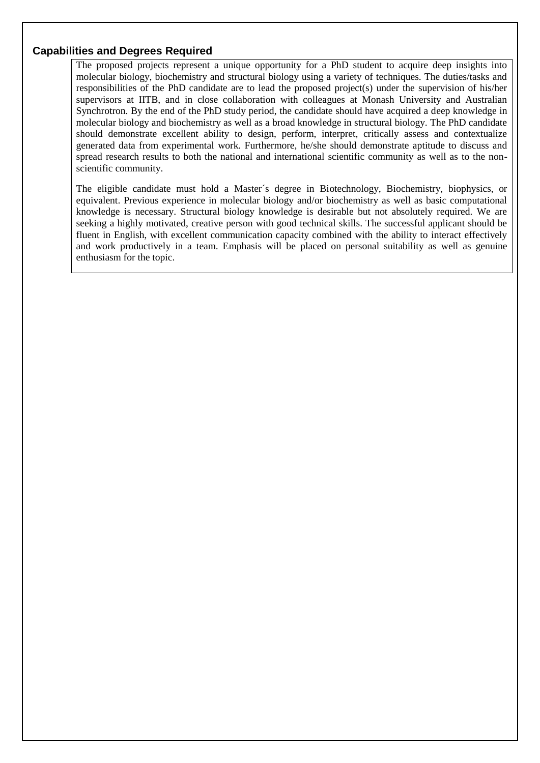## Capabilities and Degrees Required

The proposed projects represent a unique opportunity for a PhD student to acquire deep insights into molecular biology, biochemistry and structural biology using a variety of techniques. The duties/tasks and responsibilities of the PhD candidate are to lead the proposed project(s) under the supervision of his/her supervisors at IITB, and in close collaboration with colleagues at Monash University and Australian Synchrotron. By the end of the PhD study period, the candidate should have acquired a deep knowledge in molecular biology and biochemistry as well as a broad knowledge in structural biology. The PhD candidate should demonstrate excellent ability to design, perform, interpret, critically assess and contextualize generated data from experimental work. Furthermore, he/she should demonstrate aptitude to discuss and spread research results to both the national and international scientific community as well as to the non-scientific community.

The eligible candidate must hold a Master´s degree in Biotechnology, Biochemistry, biophysics, or equivalent. Previous experience in molecular biology and/or biochemistry as well as basic computational knowledge is necessary. Structural biology knowledge is desirable but not absolutely required. We are seeking a highly motivated, creative person with good technical skills. The successful applicant should be fluent in English, with excellent communication capacity combined with the ability to interact effectively and work productively in a team. Emphasis will be placed on personal suitability as well as genuine enthusiasm for the topic.